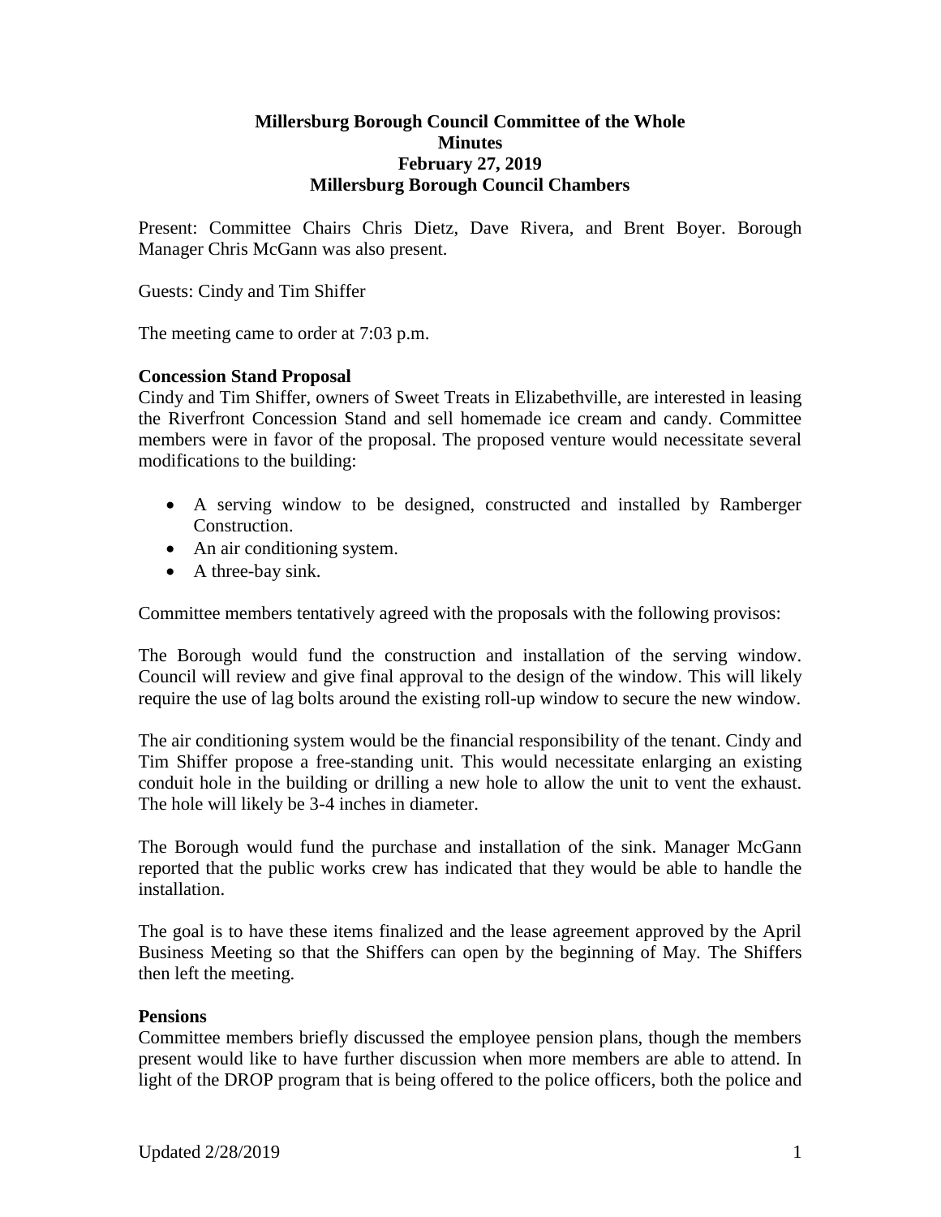# Millersburg Borough Council Committee of the Whole
## Minutes
## February 27, 2019
## Millersburg Borough Council Chambers

Present: Committee Chairs Chris Dietz, Dave Rivera, and Brent Boyer. Borough Manager Chris McGann was also present.

Guests: Cindy and Tim Shiffer

The meeting came to order at 7:03 p.m.

**Concession Stand Proposal**

Cindy and Tim Shiffer, owners of Sweet Treats in Elizabethville, are interested in leasing the Riverfront Concession Stand and sell homemade ice cream and candy. Committee members were in favor of the proposal. The proposed venture would necessitate several modifications to the building:

- A serving window to be designed, constructed and installed by Ramberger Construction.
- An air conditioning system.
- A three-bay sink.

Committee members tentatively agreed with the proposals with the following provisos:

The Borough would fund the construction and installation of the serving window. Council will review and give final approval to the design of the window. This will likely require the use of lag bolts around the existing roll-up window to secure the new window.

The air conditioning system would be the financial responsibility of the tenant. Cindy and Tim Shiffer propose a free-standing unit. This would necessitate enlarging an existing conduit hole in the building or drilling a new hole to allow the unit to vent the exhaust. The hole will likely be 3-4 inches in diameter.

The Borough would fund the purchase and installation of the sink. Manager McGann reported that the public works crew has indicated that they would be able to handle the installation.

The goal is to have these items finalized and the lease agreement approved by the April Business Meeting so that the Shiffers can open by the beginning of May. The Shiffers then left the meeting.

**Pensions**

Committee members briefly discussed the employee pension plans, though the members present would like to have further discussion when more members are able to attend. In light of the DROP program that is being offered to the police officers, both the police and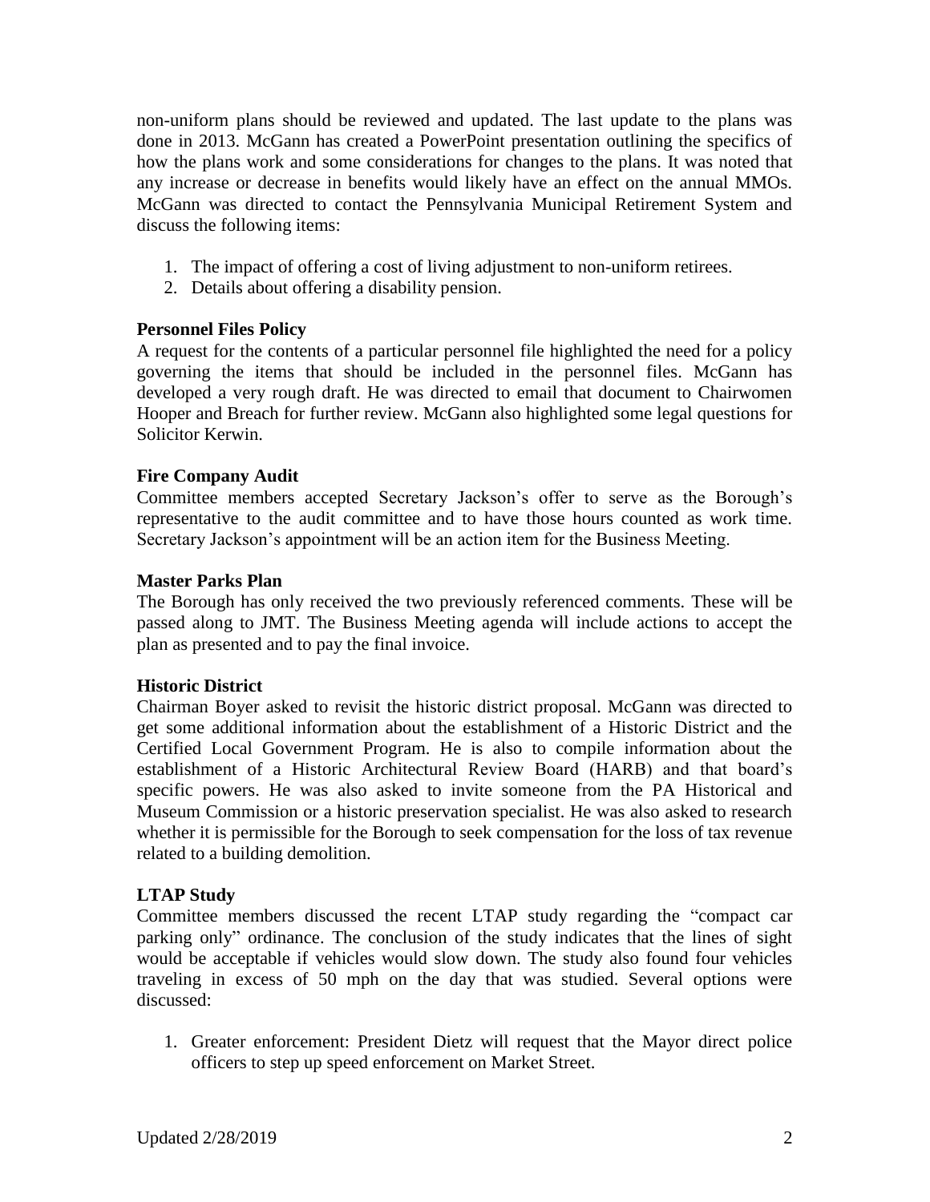non-uniform plans should be reviewed and updated. The last update to the plans was done in 2013. McGann has created a PowerPoint presentation outlining the specifics of how the plans work and some considerations for changes to the plans. It was noted that any increase or decrease in benefits would likely have an effect on the annual MMOs. McGann was directed to contact the Pennsylvania Municipal Retirement System and discuss the following items:

1. The impact of offering a cost of living adjustment to non-uniform retirees.
2. Details about offering a disability pension.

**Personnel Files Policy**

A request for the contents of a particular personnel file highlighted the need for a policy governing the items that should be included in the personnel files. McGann has developed a very rough draft. He was directed to email that document to Chairwomen Hooper and Breach for further review. McGann also highlighted some legal questions for Solicitor Kerwin.

**Fire Company Audit**

Committee members accepted Secretary Jackson's offer to serve as the Borough's representative to the audit committee and to have those hours counted as work time. Secretary Jackson's appointment will be an action item for the Business Meeting.

**Master Parks Plan**

The Borough has only received the two previously referenced comments. These will be passed along to JMT. The Business Meeting agenda will include actions to accept the plan as presented and to pay the final invoice.

**Historic District**

Chairman Boyer asked to revisit the historic district proposal. McGann was directed to get some additional information about the establishment of a Historic District and the Certified Local Government Program. He is also to compile information about the establishment of a Historic Architectural Review Board (HARB) and that board's specific powers. He was also asked to invite someone from the PA Historical and Museum Commission or a historic preservation specialist. He was also asked to research whether it is permissible for the Borough to seek compensation for the loss of tax revenue related to a building demolition.

**LTAP Study**

Committee members discussed the recent LTAP study regarding the "compact car parking only" ordinance. The conclusion of the study indicates that the lines of sight would be acceptable if vehicles would slow down. The study also found four vehicles traveling in excess of 50 mph on the day that was studied. Several options were discussed:

1. Greater enforcement: President Dietz will request that the Mayor direct police officers to step up speed enforcement on Market Street.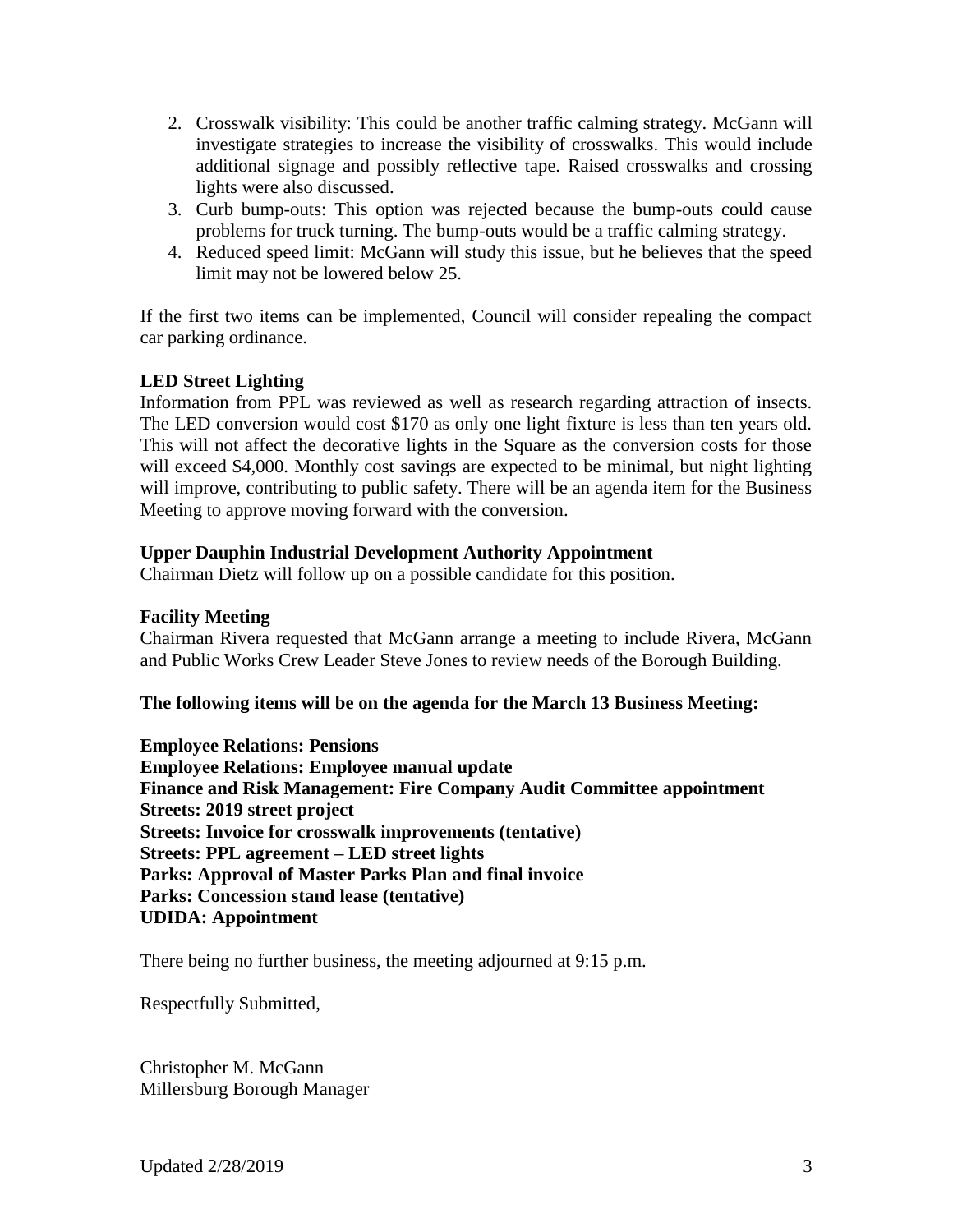2. Crosswalk visibility: This could be another traffic calming strategy. McGann will investigate strategies to increase the visibility of crosswalks. This would include additional signage and possibly reflective tape. Raised crosswalks and crossing lights were also discussed.
3. Curb bump-outs: This option was rejected because the bump-outs could cause problems for truck turning. The bump-outs would be a traffic calming strategy.
4. Reduced speed limit: McGann will study this issue, but he believes that the speed limit may not be lowered below 25.

If the first two items can be implemented, Council will consider repealing the compact car parking ordinance.

**LED Street Lighting**

Information from PPL was reviewed as well as research regarding attraction of insects. The LED conversion would cost $170 as only one light fixture is less than ten years old. This will not affect the decorative lights in the Square as the conversion costs for those will exceed $4,000. Monthly cost savings are expected to be minimal, but night lighting will improve, contributing to public safety. There will be an agenda item for the Business Meeting to approve moving forward with the conversion.

**Upper Dauphin Industrial Development Authority Appointment**

Chairman Dietz will follow up on a possible candidate for this position.

**Facility Meeting**

Chairman Rivera requested that McGann arrange a meeting to include Rivera, McGann and Public Works Crew Leader Steve Jones to review needs of the Borough Building.

**The following items will be on the agenda for the March 13 Business Meeting:**

**Employee Relations: Pensions**
**Employee Relations: Employee manual update**
**Finance and Risk Management: Fire Company Audit Committee appointment**
**Streets: 2019 street project**
**Streets: Invoice for crosswalk improvements (tentative)**
**Streets: PPL agreement – LED street lights**
**Parks: Approval of Master Parks Plan and final invoice**
**Parks: Concession stand lease (tentative)**
**UDIDA: Appointment**

There being no further business, the meeting adjourned at 9:15 p.m.

Respectfully Submitted,

Christopher M. McGann
Millersburg Borough Manager

Updated 2/28/2019